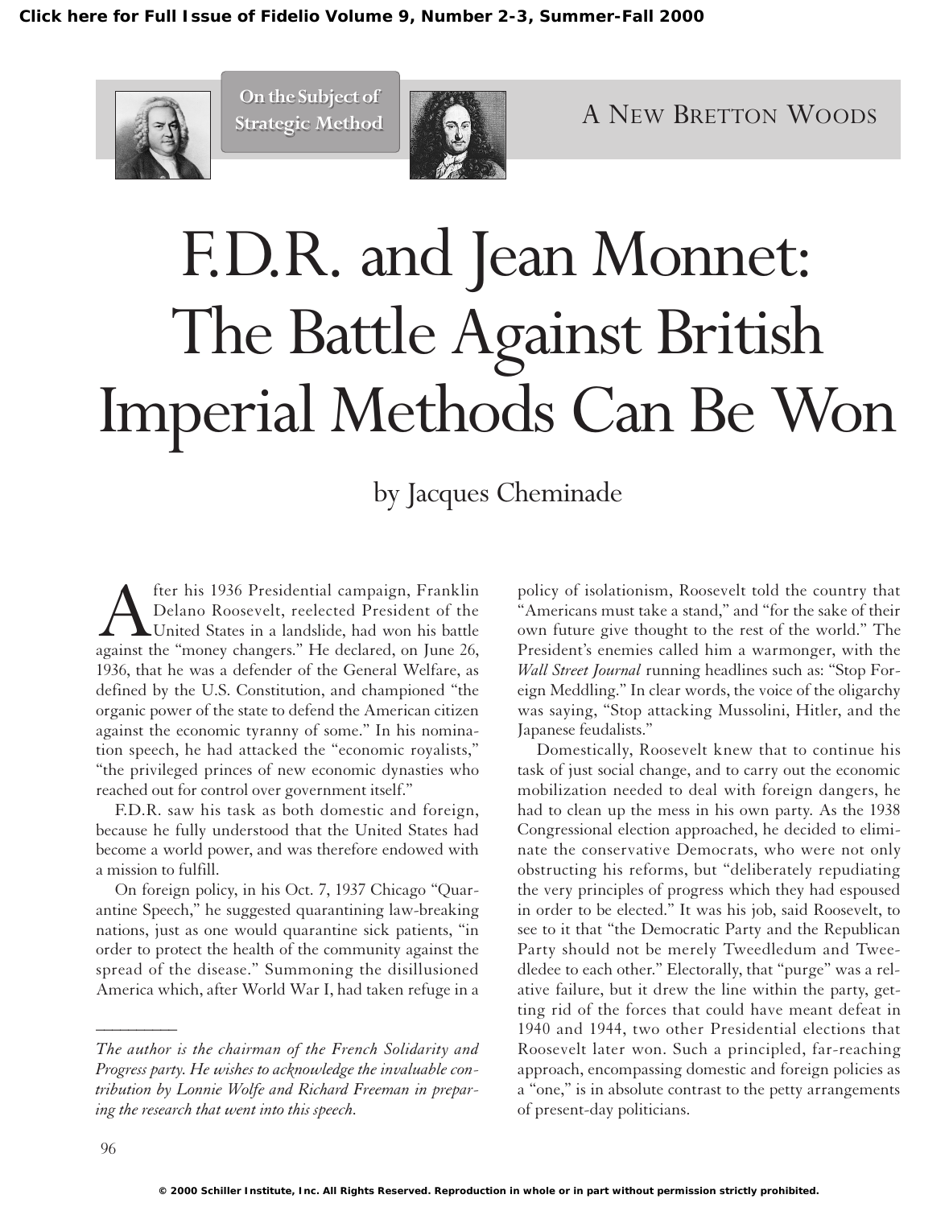On the Subject of Strategic Method

A NEW BRETTON WOODS

# F.D.R. and Jean Monnet: The Battle Against British Imperial Methods Can Be Won

by Jacques Cheminade

After his 1936 Presidential campaign, Franklin Delano Roosevelt, reelected President of the United States in a landslide, had won his battle against the "money changers." He declared, on June 26, 1936, that he was a defender of the General Welfare, as defined by the U.S. Constitution, and championed "the organic power of the state to defend the American citizen against the economic tyranny of some." In his nomination speech, he had attacked the "economic royalists," "the privileged princes of new economic dynasties who reached out for control over government itself."

F.D.R. saw his task as both domestic and foreign, because he fully understood that the United States had become a world power, and was therefore endowed with a mission to fulfill.

On foreign policy, in his Oct. 7, 1937 Chicago "Quarantine Speech," he suggested quarantining law-breaking nations, just as one would quarantine sick patients, "in order to protect the health of the community against the spread of the disease." Summoning the disillusioned America which, after World War I, had taken refuge in a policy of isolationism, Roosevelt told the country that "Americans must take a stand," and "for the sake of their own future give thought to the rest of the world." The President's enemies called him a warmonger, with the *Wall Street Journal* running headlines such as: "Stop Foreign Meddling." In clear words, the voice of the oligarchy was saying, "Stop attacking Mussolini, Hitler, and the Japanese feudalists."

Domestically, Roosevelt knew that to continue his task of just social change, and to carry out the economic mobilization needed to deal with foreign dangers, he had to clean up the mess in his own party. As the 1938 Congressional election approached, he decided to eliminate the conservative Democrats, who were not only obstructing his reforms, but "deliberately repudiating the very principles of progress which they had espoused in order to be elected." It was his job, said Roosevelt, to see to it that "the Democratic Party and the Republican Party should not be merely Tweedledum and Tweedledee to each other." Electorally, that "purge" was a relative failure, but it drew the line within the party, getting rid of the forces that could have meant defeat in 1940 and 1944, two other Presidential elections that Roosevelt later won. Such a principled, far-reaching approach, encompassing domestic and foreign policies as a "one," is in absolute contrast to the petty arrangements of present-day politicians.

---

*The author is the chairman of the French Solidarity and Progress party. He wishes to acknowledge the invaluable contribution by Lonnie Wolfe and Richard Freeman in preparing the research that went into this speech.*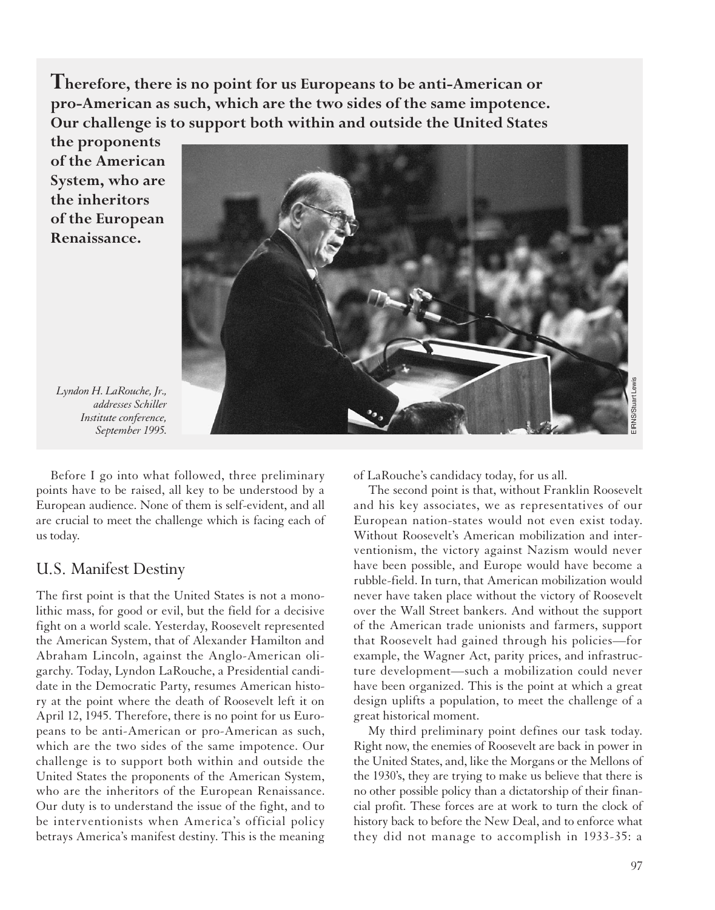**Therefore, there is no point for us Europeans to be anti-American or pro-American as such, which are the two sides of the same impotence. Our challenge is to support both within and outside the United States the proponents of the American System, who are the inheritors of the European Renaissance.**

*Lyndon H. LaRouche, Jr., addresses Schiller Institute conference, September 1995.*

EIRNS/Stuart Lewis

Before I go into what followed, three preliminary points have to be raised, all key to be understood by a European audience. None of them is self-evident, and all are crucial to meet the challenge which is facing each of us today.

## U.S. Manifest Destiny

The first point is that the United States is not a monolithic mass, for good or evil, but the field for a decisive fight on a world scale. Yesterday, Roosevelt represented the American System, that of Alexander Hamilton and Abraham Lincoln, against the Anglo-American oligarchy. Today, Lyndon LaRouche, a Presidential candidate in the Democratic Party, resumes American history at the point where the death of Roosevelt left it on April 12, 1945. Therefore, there is no point for us Europeans to be anti-American or pro-American as such, which are the two sides of the same impotence. Our challenge is to support both within and outside the United States the proponents of the American System, who are the inheritors of the European Renaissance. Our duty is to understand the issue of the fight, and to be interventionists when America's official policy betrays America's manifest destiny. This is the meaning of LaRouche's candidacy today, for us all.

The second point is that, without Franklin Roosevelt and his key associates, we as representatives of our European nation-states would not even exist today. Without Roosevelt's American mobilization and interventionism, the victory against Nazism would never have been possible, and Europe would have become a rubble-field. In turn, that American mobilization would never have taken place without the victory of Roosevelt over the Wall Street bankers. And without the support of the American trade unionists and farmers, support that Roosevelt had gained through his policies—for example, the Wagner Act, parity prices, and infrastructure development—such a mobilization could never have been organized. This is the point at which a great design uplifts a population, to meet the challenge of a great historical moment.

My third preliminary point defines our task today. Right now, the enemies of Roosevelt are back in power in the United States, and, like the Morgans or the Mellons of the 1930's, they are trying to make us believe that there is no other possible policy than a dictatorship of their financial profit. These forces are at work to turn the clock of history back to before the New Deal, and to enforce what they did not manage to accomplish in 1933-35: a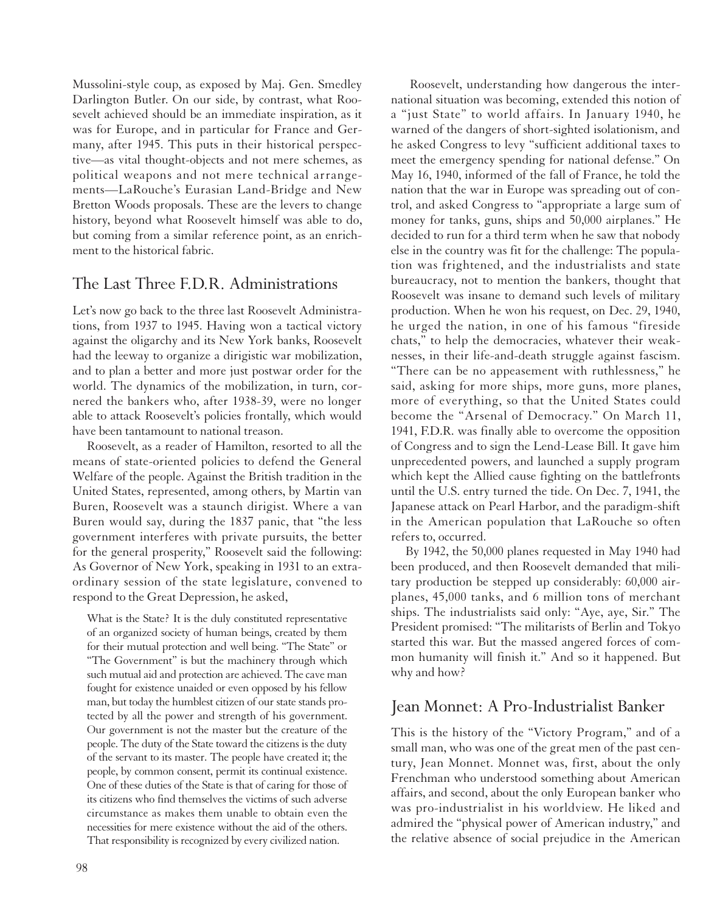Mussolini-style coup, as exposed by Maj. Gen. Smedley Darlington Butler. On our side, by contrast, what Roosevelt achieved should be an immediate inspiration, as it was for Europe, and in particular for France and Germany, after 1945. This puts in their historical perspective—as vital thought-objects and not mere schemes, as political weapons and not mere technical arrangements—LaRouche's Eurasian Land-Bridge and New Bretton Woods proposals. These are the levers to change history, beyond what Roosevelt himself was able to do, but coming from a similar reference point, as an enrichment to the historical fabric.

## The Last Three F.D.R. Administrations

Let's now go back to the three last Roosevelt Administrations, from 1937 to 1945. Having won a tactical victory against the oligarchy and its New York banks, Roosevelt had the leeway to organize a dirigistic war mobilization, and to plan a better and more just postwar order for the world. The dynamics of the mobilization, in turn, cornered the bankers who, after 1938-39, were no longer able to attack Roosevelt's policies frontally, which would have been tantamount to national treason.

Roosevelt, as a reader of Hamilton, resorted to all the means of state-oriented policies to defend the General Welfare of the people. Against the British tradition in the United States, represented, among others, by Martin van Buren, Roosevelt was a staunch dirigist. Where a van Buren would say, during the 1837 panic, that "the less government interferes with private pursuits, the better for the general prosperity," Roosevelt said the following: As Governor of New York, speaking in 1931 to an extraordinary session of the state legislature, convened to respond to the Great Depression, he asked,

> What is the State? It is the duly constituted representative of an organized society of human beings, created by them for their mutual protection and well being. "The State" or "The Government" is but the machinery through which such mutual aid and protection are achieved. The cave man fought for existence unaided or even opposed by his fellow man, but today the humblest citizen of our state stands protected by all the power and strength of his government. Our government is not the master but the creature of the people. The duty of the State toward the citizens is the duty of the servant to its master. The people have created it; the people, by common consent, permit its continual existence. One of these duties of the State is that of caring for those of its citizens who find themselves the victims of such adverse circumstance as makes them unable to obtain even the necessities for mere existence without the aid of the others. That responsibility is recognized by every civilized nation.

Roosevelt, understanding how dangerous the international situation was becoming, extended this notion of a "just State" to world affairs. In January 1940, he warned of the dangers of short-sighted isolationism, and he asked Congress to levy "sufficient additional taxes to meet the emergency spending for national defense." On May 16, 1940, informed of the fall of France, he told the nation that the war in Europe was spreading out of control, and asked Congress to "appropriate a large sum of money for tanks, guns, ships and 50,000 airplanes." He decided to run for a third term when he saw that nobody else in the country was fit for the challenge: The population was frightened, and the industrialists and state bureaucracy, not to mention the bankers, thought that Roosevelt was insane to demand such levels of military production. When he won his request, on Dec. 29, 1940, he urged the nation, in one of his famous "fireside chats," to help the democracies, whatever their weaknesses, in their life-and-death struggle against fascism. "There can be no appeasement with ruthlessness," he said, asking for more ships, more guns, more planes, more of everything, so that the United States could become the "Arsenal of Democracy." On March 11, 1941, F.D.R. was finally able to overcome the opposition of Congress and to sign the Lend-Lease Bill. It gave him unprecedented powers, and launched a supply program which kept the Allied cause fighting on the battlefronts until the U.S. entry turned the tide. On Dec. 7, 1941, the Japanese attack on Pearl Harbor, and the paradigm-shift in the American population that LaRouche so often refers to, occurred.

By 1942, the 50,000 planes requested in May 1940 had been produced, and then Roosevelt demanded that military production be stepped up considerably: 60,000 airplanes, 45,000 tanks, and 6 million tons of merchant ships. The industrialists said only: "Aye, aye, Sir." The President promised: "The militarists of Berlin and Tokyo started this war. But the massed angered forces of common humanity will finish it." And so it happened. But why and how?

## Jean Monnet: A Pro-Industrialist Banker

This is the history of the "Victory Program," and of a small man, who was one of the great men of the past century, Jean Monnet. Monnet was, first, about the only Frenchman who understood something about American affairs, and second, about the only European banker who was pro-industrialist in his worldview. He liked and admired the "physical power of American industry," and the relative absence of social prejudice in the American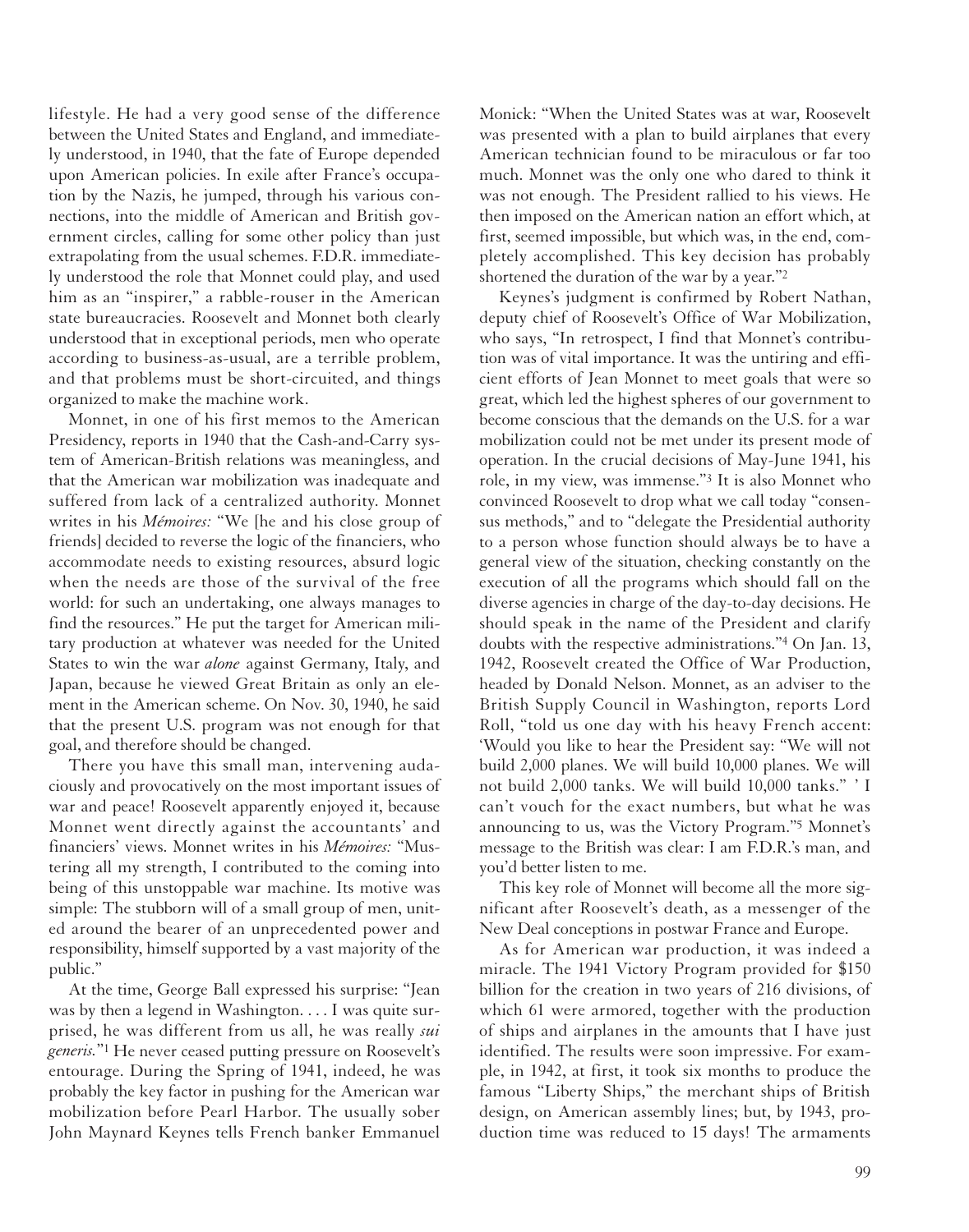lifestyle. He had a very good sense of the difference between the United States and England, and immediately understood, in 1940, that the fate of Europe depended upon American policies. In exile after France's occupation by the Nazis, he jumped, through his various connections, into the middle of American and British government circles, calling for some other policy than just extrapolating from the usual schemes. F.D.R. immediately understood the role that Monnet could play, and used him as an "inspirer," a rabble-rouser in the American state bureaucracies. Roosevelt and Monnet both clearly understood that in exceptional periods, men who operate according to business-as-usual, are a terrible problem, and that problems must be short-circuited, and things organized to make the machine work.

Monnet, in one of his first memos to the American Presidency, reports in 1940 that the Cash-and-Carry system of American-British relations was meaningless, and that the American war mobilization was inadequate and suffered from lack of a centralized authority. Monnet writes in his *Mémoires:* "We [he and his close group of friends] decided to reverse the logic of the financiers, who accommodate needs to existing resources, absurd logic when the needs are those of the survival of the free world: for such an undertaking, one always manages to find the resources." He put the target for American military production at whatever was needed for the United States to win the war *alone* against Germany, Italy, and Japan, because he viewed Great Britain as only an element in the American scheme. On Nov. 30, 1940, he said that the present U.S. program was not enough for that goal, and therefore should be changed.

There you have this small man, intervening audaciously and provocatively on the most important issues of war and peace! Roosevelt apparently enjoyed it, because Monnet went directly against the accountants' and financiers' views. Monnet writes in his *Mémoires:* "Mustering all my strength, I contributed to the coming into being of this unstoppable war machine. Its motive was simple: The stubborn will of a small group of men, united around the bearer of an unprecedented power and responsibility, himself supported by a vast majority of the public."

At the time, George Ball expressed his surprise: "Jean was by then a legend in Washington. . . . I was quite surprised, he was different from us all, he was really *sui generis.*"[1] He never ceased putting pressure on Roosevelt's entourage. During the Spring of 1941, indeed, he was probably the key factor in pushing for the American war mobilization before Pearl Harbor. The usually sober John Maynard Keynes tells French banker Emmanuel Monick: "When the United States was at war, Roosevelt was presented with a plan to build airplanes that every American technician found to be miraculous or far too much. Monnet was the only one who dared to think it was not enough. The President rallied to his views. He then imposed on the American nation an effort which, at first, seemed impossible, but which was, in the end, completely accomplished. This key decision has probably shortened the duration of the war by a year."[2]

Keynes's judgment is confirmed by Robert Nathan, deputy chief of Roosevelt's Office of War Mobilization, who says, "In retrospect, I find that Monnet's contribution was of vital importance. It was the untiring and efficient efforts of Jean Monnet to meet goals that were so great, which led the highest spheres of our government to become conscious that the demands on the U.S. for a war mobilization could not be met under its present mode of operation. In the crucial decisions of May-June 1941, his role, in my view, was immense."[3] It is also Monnet who convinced Roosevelt to drop what we call today "consensus methods," and to "delegate the Presidential authority to a person whose function should always be to have a general view of the situation, checking constantly on the execution of all the programs which should fall on the diverse agencies in charge of the day-to-day decisions. He should speak in the name of the President and clarify doubts with the respective administrations."[4] On Jan. 13, 1942, Roosevelt created the Office of War Production, headed by Donald Nelson. Monnet, as an adviser to the British Supply Council in Washington, reports Lord Roll, "told us one day with his heavy French accent: 'Would you like to hear the President say: "We will not build 2,000 planes. We will build 10,000 planes. We will not build 2,000 tanks. We will build 10,000 tanks." ' I can't vouch for the exact numbers, but what he was announcing to us, was the Victory Program."[5] Monnet's message to the British was clear: I am F.D.R.'s man, and you'd better listen to me.

This key role of Monnet will become all the more significant after Roosevelt's death, as a messenger of the New Deal conceptions in postwar France and Europe.

As for American war production, it was indeed a miracle. The 1941 Victory Program provided for $150 billion for the creation in two years of 216 divisions, of which 61 were armored, together with the production of ships and airplanes in the amounts that I have just identified. The results were soon impressive. For example, in 1942, at first, it took six months to produce the famous "Liberty Ships," the merchant ships of British design, on American assembly lines; but, by 1943, production time was reduced to 15 days! The armaments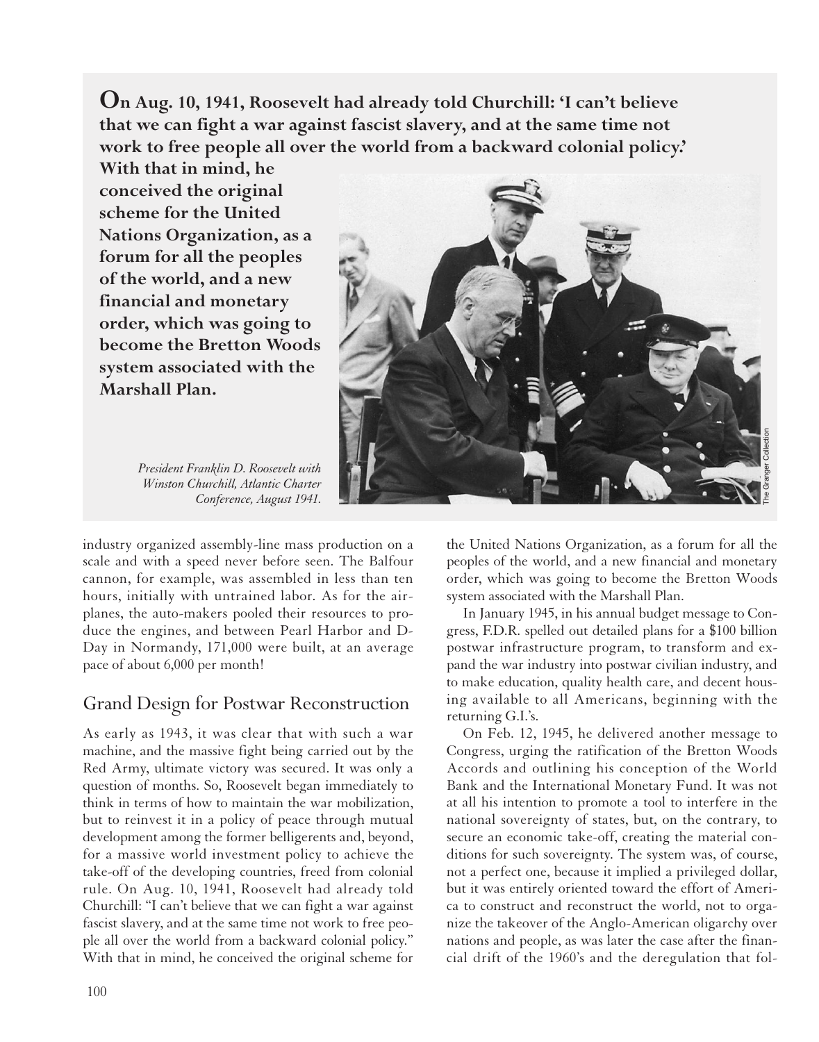**On Aug. 10, 1941, Roosevelt had already told Churchill: 'I can't believe that we can fight a war against fascist slavery, and at the same time not work to free people all over the world from a backward colonial policy.' With that in mind, he conceived the original scheme for the United Nations Organization, as a forum for all the peoples of the world, and a new financial and monetary order, which was going to become the Bretton Woods system associated with the Marshall Plan.**

*President Franklin D. Roosevelt with Winston Churchill, Atlantic Charter Conference, August 1941.*

The Granger Collection

industry organized assembly-line mass production on a scale and with a speed never before seen. The Balfour cannon, for example, was assembled in less than ten hours, initially with untrained labor. As for the airplanes, the auto-makers pooled their resources to produce the engines, and between Pearl Harbor and D-Day in Normandy, 171,000 were built, at an average pace of about 6,000 per month!

## Grand Design for Postwar Reconstruction

As early as 1943, it was clear that with such a war machine, and the massive fight being carried out by the Red Army, ultimate victory was secured. It was only a question of months. So, Roosevelt began immediately to think in terms of how to maintain the war mobilization, but to reinvest it in a policy of peace through mutual development among the former belligerents and, beyond, for a massive world investment policy to achieve the take-off of the developing countries, freed from colonial rule. On Aug. 10, 1941, Roosevelt had already told Churchill: "I can't believe that we can fight a war against fascist slavery, and at the same time not work to free people all over the world from a backward colonial policy." With that in mind, he conceived the original scheme for the United Nations Organization, as a forum for all the peoples of the world, and a new financial and monetary order, which was going to become the Bretton Woods system associated with the Marshall Plan.

In January 1945, in his annual budget message to Congress, F.D.R. spelled out detailed plans for a $100 billion postwar infrastructure program, to transform and expand the war industry into postwar civilian industry, and to make education, quality health care, and decent housing available to all Americans, beginning with the returning G.I.'s.

On Feb. 12, 1945, he delivered another message to Congress, urging the ratification of the Bretton Woods Accords and outlining his conception of the World Bank and the International Monetary Fund. It was not at all his intention to promote a tool to interfere in the national sovereignty of states, but, on the contrary, to secure an economic take-off, creating the material conditions for such sovereignty. The system was, of course, not a perfect one, because it implied a privileged dollar, but it was entirely oriented toward the effort of America to construct and reconstruct the world, not to organize the takeover of the Anglo-American oligarchy over nations and people, as was later the case after the financial drift of the 1960's and the deregulation that fol-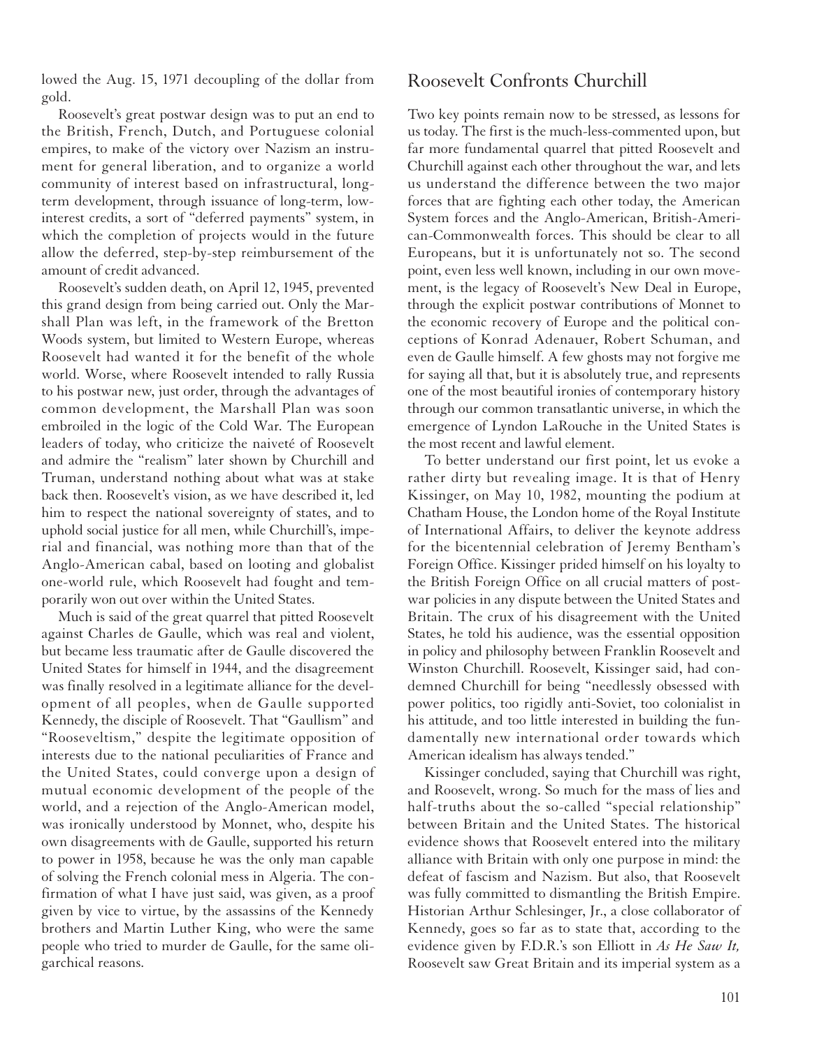lowed the Aug. 15, 1971 decoupling of the dollar from gold.

Roosevelt's great postwar design was to put an end to the British, French, Dutch, and Portuguese colonial empires, to make of the victory over Nazism an instrument for general liberation, and to organize a world community of interest based on infrastructural, long-term development, through issuance of long-term, low-interest credits, a sort of "deferred payments" system, in which the completion of projects would in the future allow the deferred, step-by-step reimbursement of the amount of credit advanced.

Roosevelt's sudden death, on April 12, 1945, prevented this grand design from being carried out. Only the Marshall Plan was left, in the framework of the Bretton Woods system, but limited to Western Europe, whereas Roosevelt had wanted it for the benefit of the whole world. Worse, where Roosevelt intended to rally Russia to his postwar new, just order, through the advantages of common development, the Marshall Plan was soon embroiled in the logic of the Cold War. The European leaders of today, who criticize the naiveté of Roosevelt and admire the "realism" later shown by Churchill and Truman, understand nothing about what was at stake back then. Roosevelt's vision, as we have described it, led him to respect the national sovereignty of states, and to uphold social justice for all men, while Churchill's, imperial and financial, was nothing more than that of the Anglo-American cabal, based on looting and globalist one-world rule, which Roosevelt had fought and temporarily won out over within the United States.

Much is said of the great quarrel that pitted Roosevelt against Charles de Gaulle, which was real and violent, but became less traumatic after de Gaulle discovered the United States for himself in 1944, and the disagreement was finally resolved in a legitimate alliance for the development of all peoples, when de Gaulle supported Kennedy, the disciple of Roosevelt. That "Gaullism" and "Rooseveltism," despite the legitimate opposition of interests due to the national peculiarities of France and the United States, could converge upon a design of mutual economic development of the people of the world, and a rejection of the Anglo-American model, was ironically understood by Monnet, who, despite his own disagreements with de Gaulle, supported his return to power in 1958, because he was the only man capable of solving the French colonial mess in Algeria. The confirmation of what I have just said, was given, as a proof given by vice to virtue, by the assassins of the Kennedy brothers and Martin Luther King, who were the same people who tried to murder de Gaulle, for the same oligarchical reasons.

## Roosevelt Confronts Churchill

Two key points remain now to be stressed, as lessons for us today. The first is the much-less-commented upon, but far more fundamental quarrel that pitted Roosevelt and Churchill against each other throughout the war, and lets us understand the difference between the two major forces that are fighting each other today, the American System forces and the Anglo-American, British-American-Commonwealth forces. This should be clear to all Europeans, but it is unfortunately not so. The second point, even less well known, including in our own movement, is the legacy of Roosevelt's New Deal in Europe, through the explicit postwar contributions of Monnet to the economic recovery of Europe and the political conceptions of Konrad Adenauer, Robert Schuman, and even de Gaulle himself. A few ghosts may not forgive me for saying all that, but it is absolutely true, and represents one of the most beautiful ironies of contemporary history through our common transatlantic universe, in which the emergence of Lyndon LaRouche in the United States is the most recent and lawful element.

To better understand our first point, let us evoke a rather dirty but revealing image. It is that of Henry Kissinger, on May 10, 1982, mounting the podium at Chatham House, the London home of the Royal Institute of International Affairs, to deliver the keynote address for the bicentennial celebration of Jeremy Bentham's Foreign Office. Kissinger prided himself on his loyalty to the British Foreign Office on all crucial matters of postwar policies in any dispute between the United States and Britain. The crux of his disagreement with the United States, he told his audience, was the essential opposition in policy and philosophy between Franklin Roosevelt and Winston Churchill. Roosevelt, Kissinger said, had condemned Churchill for being "needlessly obsessed with power politics, too rigidly anti-Soviet, too colonialist in his attitude, and too little interested in building the fundamentally new international order towards which American idealism has always tended."

Kissinger concluded, saying that Churchill was right, and Roosevelt, wrong. So much for the mass of lies and half-truths about the so-called "special relationship" between Britain and the United States. The historical evidence shows that Roosevelt entered into the military alliance with Britain with only one purpose in mind: the defeat of fascism and Nazism. But also, that Roosevelt was fully committed to dismantling the British Empire. Historian Arthur Schlesinger, Jr., a close collaborator of Kennedy, goes so far as to state that, according to the evidence given by F.D.R.'s son Elliott in *As He Saw It,* Roosevelt saw Great Britain and its imperial system as a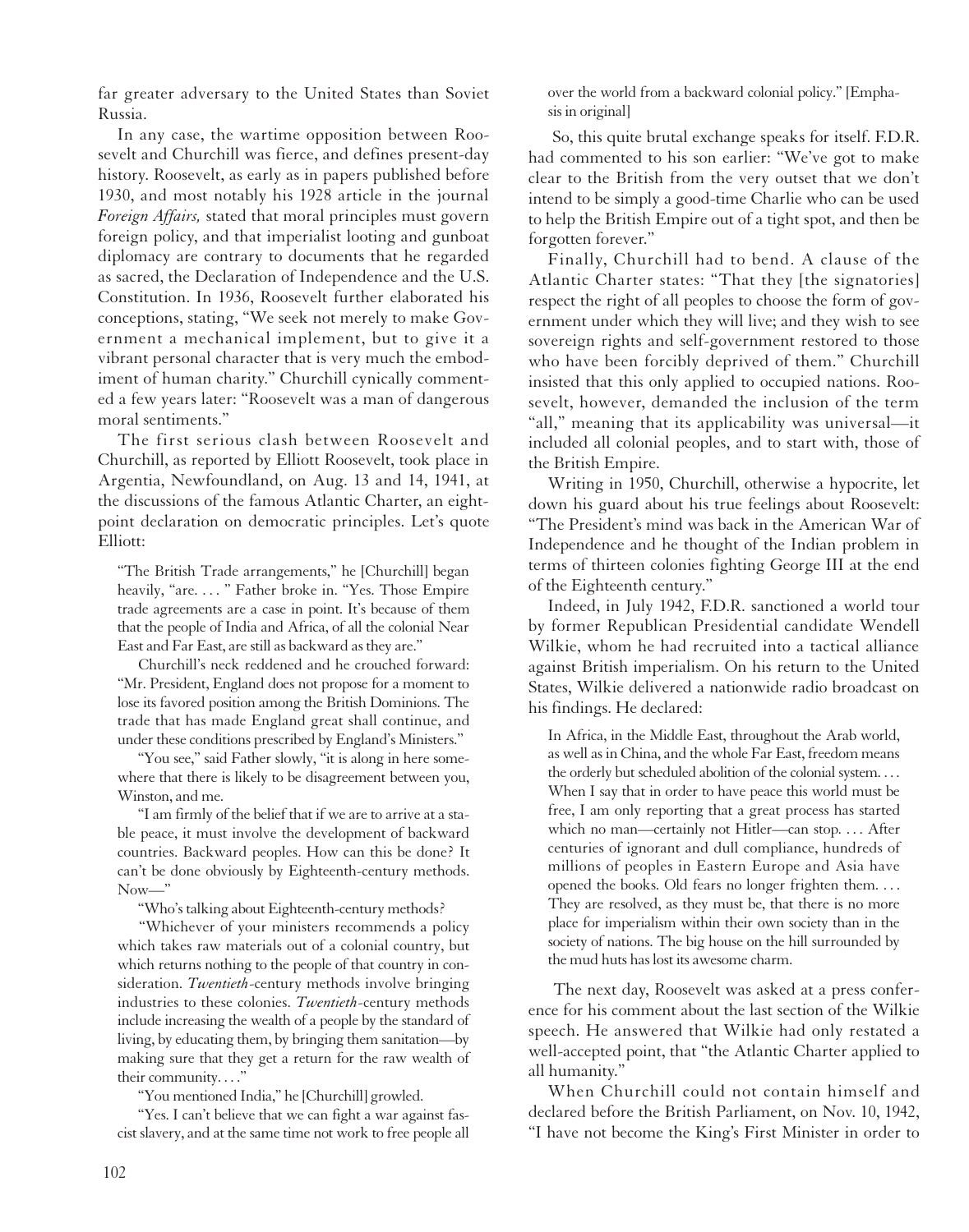far greater adversary to the United States than Soviet Russia.

In any case, the wartime opposition between Roosevelt and Churchill was fierce, and defines present-day history. Roosevelt, as early as in papers published before 1930, and most notably his 1928 article in the journal *Foreign Affairs,* stated that moral principles must govern foreign policy, and that imperialist looting and gunboat diplomacy are contrary to documents that he regarded as sacred, the Declaration of Independence and the U.S. Constitution. In 1936, Roosevelt further elaborated his conceptions, stating, "We seek not merely to make Government a mechanical implement, but to give it a vibrant personal character that is very much the embodiment of human charity." Churchill cynically commented a few years later: "Roosevelt was a man of dangerous moral sentiments."

The first serious clash between Roosevelt and Churchill, as reported by Elliott Roosevelt, took place in Argentia, Newfoundland, on Aug. 13 and 14, 1941, at the discussions of the famous Atlantic Charter, an eight-point declaration on democratic principles. Let's quote Elliott:

> "The British Trade arrangements," he [Churchill] began heavily, "are. . . . " Father broke in. "Yes. Those Empire trade agreements are a case in point. It's because of them that the people of India and Africa, of all the colonial Near East and Far East, are still as backward as they are."
>
> Churchill's neck reddened and he crouched forward: "Mr. President, England does not propose for a moment to lose its favored position among the British Dominions. The trade that has made England great shall continue, and under these conditions prescribed by England's Ministers."
>
> "You see," said Father slowly, "it is along in here somewhere that there is likely to be disagreement between you, Winston, and me.
>
> "I am firmly of the belief that if we are to arrive at a stable peace, it must involve the development of backward countries. Backward peoples. How can this be done? It can't be done obviously by Eighteenth-century methods. Now—"
>
> "Who's talking about Eighteenth-century methods?
>
> "Whichever of your ministers recommends a policy which takes raw materials out of a colonial country, but which returns nothing to the people of that country in consideration. *Twentieth*-century methods involve bringing industries to these colonies. *Twentieth*-century methods include increasing the wealth of a people by the standard of living, by educating them, by bringing them sanitation—by making sure that they get a return for the raw wealth of their community. . . ."
>
> "You mentioned India," he [Churchill] growled.
>
> "Yes. I can't believe that we can fight a war against fascist slavery, and at the same time not work to free people all over the world from a backward colonial policy." [Emphasis in original]

So, this quite brutal exchange speaks for itself. F.D.R. had commented to his son earlier: "We've got to make clear to the British from the very outset that we don't intend to be simply a good-time Charlie who can be used to help the British Empire out of a tight spot, and then be forgotten forever."

Finally, Churchill had to bend. A clause of the Atlantic Charter states: "That they [the signatories] respect the right of all peoples to choose the form of government under which they will live; and they wish to see sovereign rights and self-government restored to those who have been forcibly deprived of them." Churchill insisted that this only applied to occupied nations. Roosevelt, however, demanded the inclusion of the term "all," meaning that its applicability was universal—it included all colonial peoples, and to start with, those of the British Empire.

Writing in 1950, Churchill, otherwise a hypocrite, let down his guard about his true feelings about Roosevelt: "The President's mind was back in the American War of Independence and he thought of the Indian problem in terms of thirteen colonies fighting George III at the end of the Eighteenth century."

Indeed, in July 1942, F.D.R. sanctioned a world tour by former Republican Presidential candidate Wendell Wilkie, whom he had recruited into a tactical alliance against British imperialism. On his return to the United States, Wilkie delivered a nationwide radio broadcast on his findings. He declared:

> In Africa, in the Middle East, throughout the Arab world, as well as in China, and the whole Far East, freedom means the orderly but scheduled abolition of the colonial system. . . . When I say that in order to have peace this world must be free, I am only reporting that a great process has started which no man—certainly not Hitler—can stop. . . . After centuries of ignorant and dull compliance, hundreds of millions of peoples in Eastern Europe and Asia have opened the books. Old fears no longer frighten them. . . . They are resolved, as they must be, that there is no more place for imperialism within their own society than in the society of nations. The big house on the hill surrounded by the mud huts has lost its awesome charm.

The next day, Roosevelt was asked at a press conference for his comment about the last section of the Wilkie speech. He answered that Wilkie had only restated a well-accepted point, that "the Atlantic Charter applied to all humanity."

When Churchill could not contain himself and declared before the British Parliament, on Nov. 10, 1942, "I have not become the King's First Minister in order to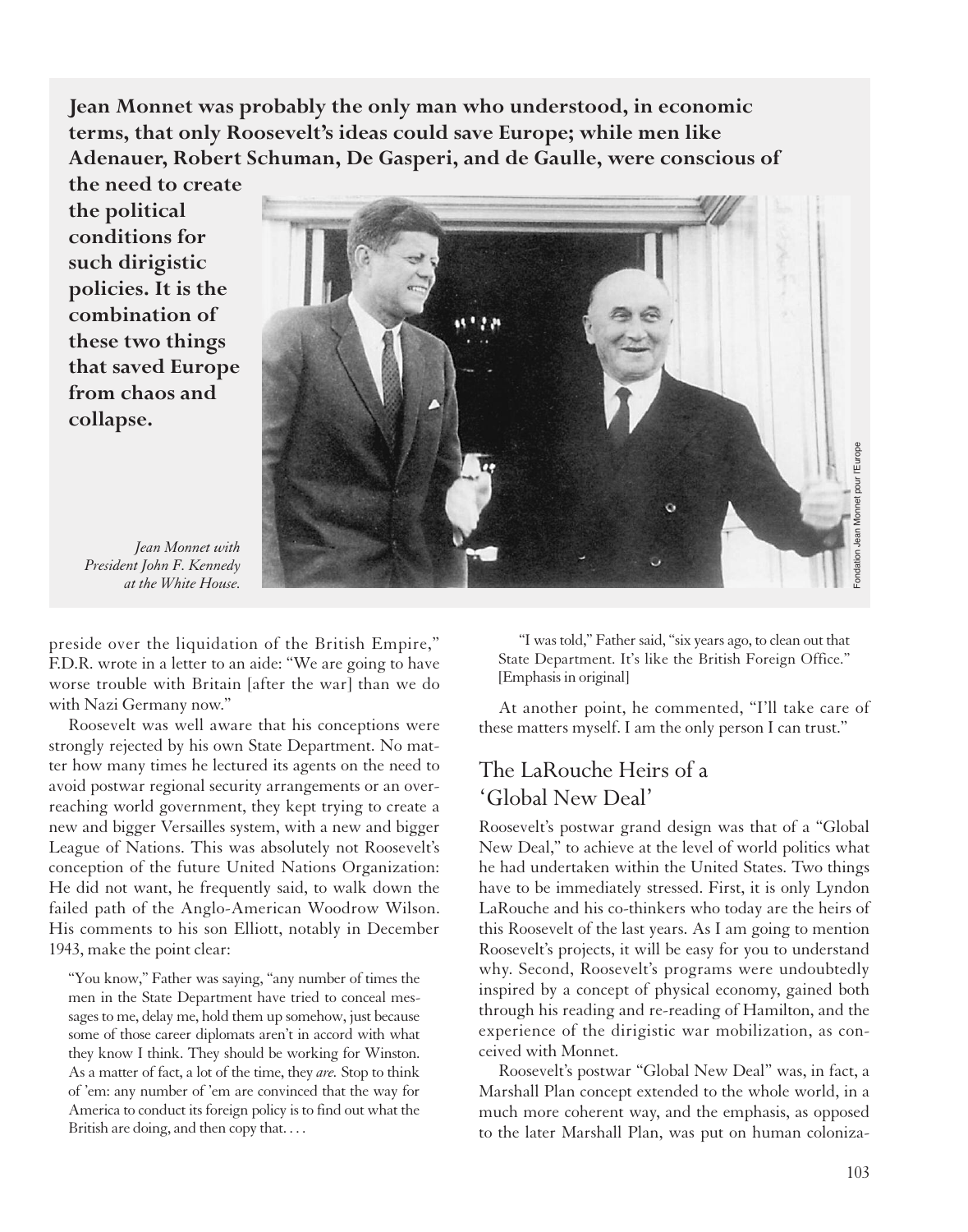**Jean Monnet was probably the only man who understood, in economic terms, that only Roosevelt's ideas could save Europe; while men like Adenauer, Robert Schuman, De Gasperi, and de Gaulle, were conscious of the need to create the political conditions for such dirigistic policies. It is the combination of these two things that saved Europe from chaos and collapse.**

*Jean Monnet with President John F. Kennedy at the White House.*

preside over the liquidation of the British Empire," F.D.R. wrote in a letter to an aide: "We are going to have worse trouble with Britain [after the war] than we do with Nazi Germany now."

Roosevelt was well aware that his conceptions were strongly rejected by his own State Department. No matter how many times he lectured its agents on the need to avoid postwar regional security arrangements or an overreaching world government, they kept trying to create a new and bigger Versailles system, with a new and bigger League of Nations. This was absolutely not Roosevelt's conception of the future United Nations Organization: He did not want, he frequently said, to walk down the failed path of the Anglo-American Woodrow Wilson. His comments to his son Elliott, notably in December 1943, make the point clear:

> "You know," Father was saying, "any number of times the men in the State Department have tried to conceal messages to me, delay me, hold them up somehow, just because some of those career diplomats aren't in accord with what they know I think. They should be working for Winston. As a matter of fact, a lot of the time, they *are.* Stop to think of 'em: any number of 'em are convinced that the way for America to conduct its foreign policy is to find out what the British are doing, and then copy that. . . .
>
> "I was told," Father said, "six years ago, to clean out that State Department. It's like the British Foreign Office." [Emphasis in original]

At another point, he commented, "I'll take care of these matters myself. I am the only person I can trust."

## The LaRouche Heirs of a 'Global New Deal'

Roosevelt's postwar grand design was that of a "Global New Deal," to achieve at the level of world politics what he had undertaken within the United States. Two things have to be immediately stressed. First, it is only Lyndon LaRouche and his co-thinkers who today are the heirs of this Roosevelt of the last years. As I am going to mention Roosevelt's projects, it will be easy for you to understand why. Second, Roosevelt's programs were undoubtedly inspired by a concept of physical economy, gained both through his reading and re-reading of Hamilton, and the experience of the dirigistic war mobilization, as conceived with Monnet.

Roosevelt's postwar "Global New Deal" was, in fact, a Marshall Plan concept extended to the whole world, in a much more coherent way, and the emphasis, as opposed to the later Marshall Plan, was put on human coloniza-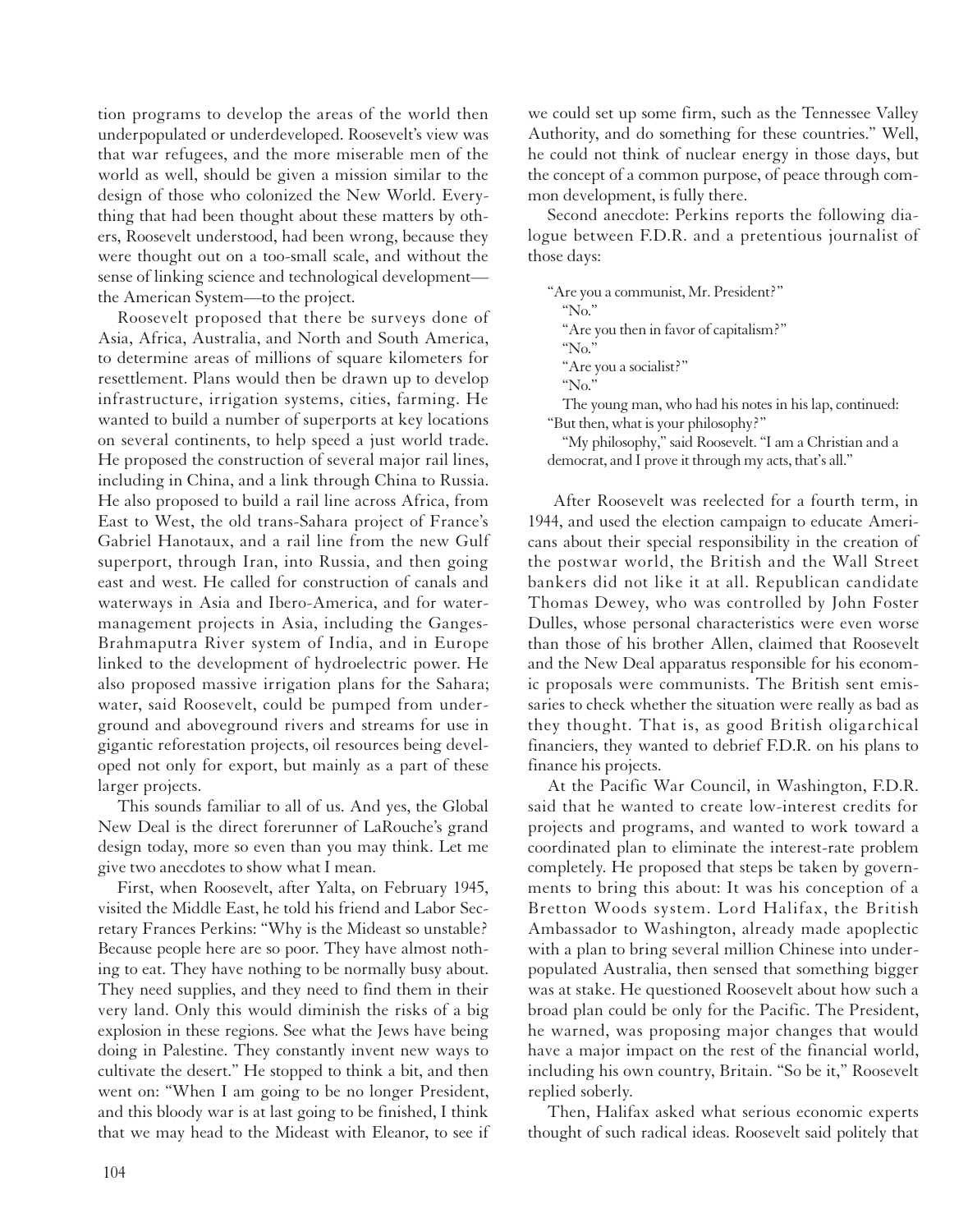tion programs to develop the areas of the world then underpopulated or underdeveloped. Roosevelt's view was that war refugees, and the more miserable men of the world as well, should be given a mission similar to the design of those who colonized the New World. Everything that had been thought about these matters by others, Roosevelt understood, had been wrong, because they were thought out on a too-small scale, and without the sense of linking science and technological development—the American System—to the project.

Roosevelt proposed that there be surveys done of Asia, Africa, Australia, and North and South America, to determine areas of millions of square kilometers for resettlement. Plans would then be drawn up to develop infrastructure, irrigation systems, cities, farming. He wanted to build a number of superports at key locations on several continents, to help speed a just world trade. He proposed the construction of several major rail lines, including in China, and a link through China to Russia. He also proposed to build a rail line across Africa, from East to West, the old trans-Sahara project of France's Gabriel Hanotaux, and a rail line from the new Gulf superport, through Iran, into Russia, and then going east and west. He called for construction of canals and waterways in Asia and Ibero-America, and for water-management projects in Asia, including the Ganges-Brahmaputra River system of India, and in Europe linked to the development of hydroelectric power. He also proposed massive irrigation plans for the Sahara; water, said Roosevelt, could be pumped from underground and aboveground rivers and streams for use in gigantic reforestation projects, oil resources being developed not only for export, but mainly as a part of these larger projects.

This sounds familiar to all of us. And yes, the Global New Deal is the direct forerunner of LaRouche's grand design today, more so even than you may think. Let me give two anecdotes to show what I mean.

First, when Roosevelt, after Yalta, on February 1945, visited the Middle East, he told his friend and Labor Secretary Frances Perkins: "Why is the Mideast so unstable? Because people here are so poor. They have almost nothing to eat. They have nothing to be normally busy about. They need supplies, and they need to find them in their very land. Only this would diminish the risks of a big explosion in these regions. See what the Jews have being doing in Palestine. They constantly invent new ways to cultivate the desert." He stopped to think a bit, and then went on: "When I am going to be no longer President, and this bloody war is at last going to be finished, I think that we may head to the Mideast with Eleanor, to see if we could set up some firm, such as the Tennessee Valley Authority, and do something for these countries." Well, he could not think of nuclear energy in those days, but the concept of a common purpose, of peace through common development, is fully there.

Second anecdote: Perkins reports the following dialogue between F.D.R. and a pretentious journalist of those days:

> "Are you a communist, Mr. President?"
>
> "No."
>
> "Are you then in favor of capitalism?"
>
> "No."
>
> "Are you a socialist?"
>
> "No."
>
> The young man, who had his notes in his lap, continued: "But then, what is your philosophy?"
>
> "My philosophy," said Roosevelt. "I am a Christian and a democrat, and I prove it through my acts, that's all."

After Roosevelt was reelected for a fourth term, in 1944, and used the election campaign to educate Americans about their special responsibility in the creation of the postwar world, the British and the Wall Street bankers did not like it at all. Republican candidate Thomas Dewey, who was controlled by John Foster Dulles, whose personal characteristics were even worse than those of his brother Allen, claimed that Roosevelt and the New Deal apparatus responsible for his economic proposals were communists. The British sent emissaries to check whether the situation were really as bad as they thought. That is, as good British oligarchical financiers, they wanted to debrief F.D.R. on his plans to finance his projects.

At the Pacific War Council, in Washington, F.D.R. said that he wanted to create low-interest credits for projects and programs, and wanted to work toward a coordinated plan to eliminate the interest-rate problem completely. He proposed that steps be taken by governments to bring this about: It was his conception of a Bretton Woods system. Lord Halifax, the British Ambassador to Washington, already made apoplectic with a plan to bring several million Chinese into underpopulated Australia, then sensed that something bigger was at stake. He questioned Roosevelt about how such a broad plan could be only for the Pacific. The President, he warned, was proposing major changes that would have a major impact on the rest of the financial world, including his own country, Britain. "So be it," Roosevelt replied soberly.

Then, Halifax asked what serious economic experts thought of such radical ideas. Roosevelt said politely that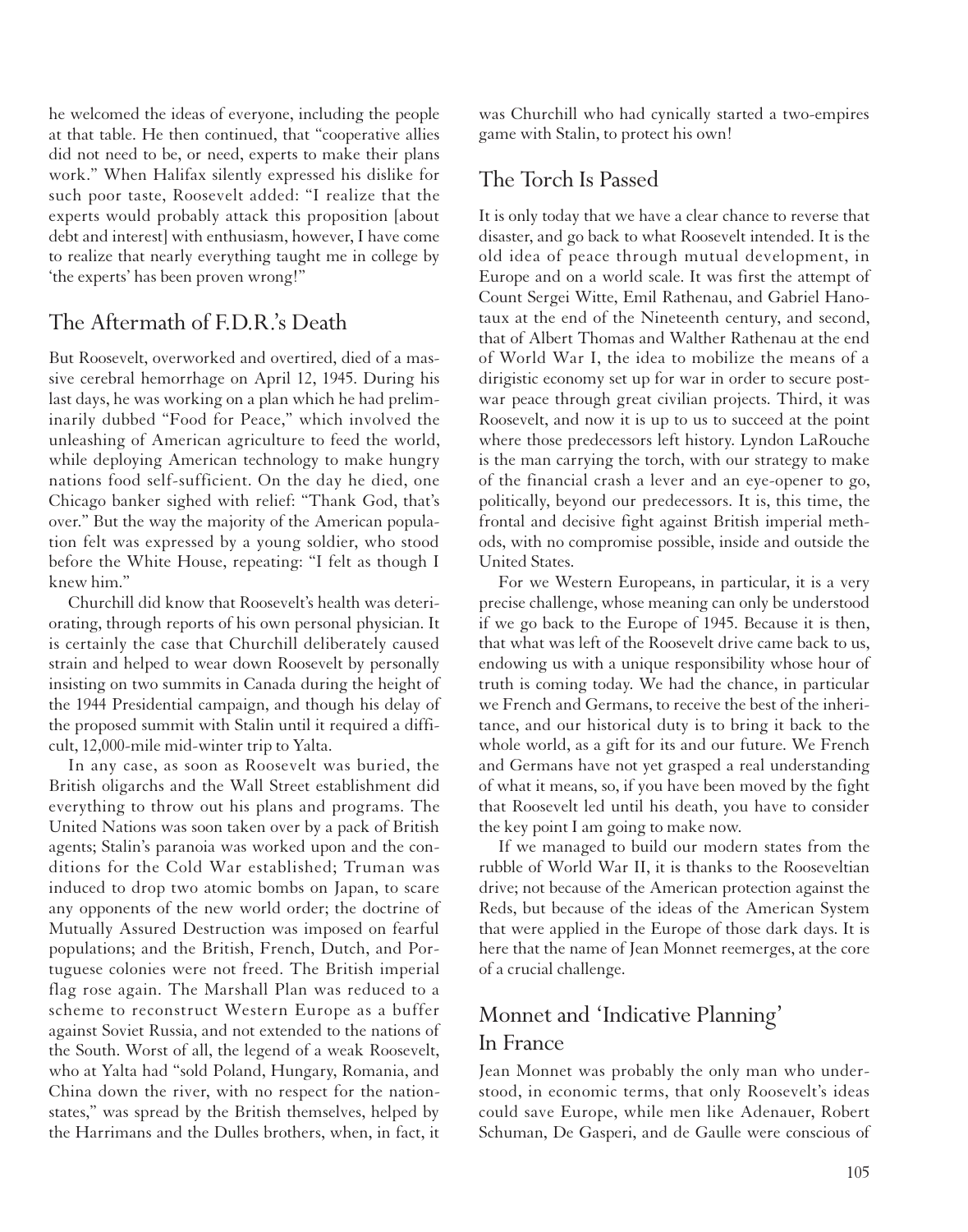he welcomed the ideas of everyone, including the people at that table. He then continued, that "cooperative allies did not need to be, or need, experts to make their plans work." When Halifax silently expressed his dislike for such poor taste, Roosevelt added: "I realize that the experts would probably attack this proposition [about debt and interest] with enthusiasm, however, I have come to realize that nearly everything taught me in college by 'the experts' has been proven wrong!"

## The Aftermath of F.D.R.'s Death

But Roosevelt, overworked and overtired, died of a massive cerebral hemorrhage on April 12, 1945. During his last days, he was working on a plan which he had preliminarily dubbed "Food for Peace," which involved the unleashing of American agriculture to feed the world, while deploying American technology to make hungry nations food self-sufficient. On the day he died, one Chicago banker sighed with relief: "Thank God, that's over." But the way the majority of the American population felt was expressed by a young soldier, who stood before the White House, repeating: "I felt as though I knew him."

Churchill did know that Roosevelt's health was deteriorating, through reports of his own personal physician. It is certainly the case that Churchill deliberately caused strain and helped to wear down Roosevelt by personally insisting on two summits in Canada during the height of the 1944 Presidential campaign, and though his delay of the proposed summit with Stalin until it required a difficult, 12,000-mile mid-winter trip to Yalta.

In any case, as soon as Roosevelt was buried, the British oligarchs and the Wall Street establishment did everything to throw out his plans and programs. The United Nations was soon taken over by a pack of British agents; Stalin's paranoia was worked upon and the conditions for the Cold War established; Truman was induced to drop two atomic bombs on Japan, to scare any opponents of the new world order; the doctrine of Mutually Assured Destruction was imposed on fearful populations; and the British, French, Dutch, and Portuguese colonies were not freed. The British imperial flag rose again. The Marshall Plan was reduced to a scheme to reconstruct Western Europe as a buffer against Soviet Russia, and not extended to the nations of the South. Worst of all, the legend of a weak Roosevelt, who at Yalta had "sold Poland, Hungary, Romania, and China down the river, with no respect for the nation-states," was spread by the British themselves, helped by the Harrimans and the Dulles brothers, when, in fact, it was Churchill who had cynically started a two-empires game with Stalin, to protect his own!

## The Torch Is Passed

It is only today that we have a clear chance to reverse that disaster, and go back to what Roosevelt intended. It is the old idea of peace through mutual development, in Europe and on a world scale. It was first the attempt of Count Sergei Witte, Emil Rathenau, and Gabriel Hanotaux at the end of the Nineteenth century, and second, that of Albert Thomas and Walther Rathenau at the end of World War I, the idea to mobilize the means of a dirigistic economy set up for war in order to secure postwar peace through great civilian projects. Third, it was Roosevelt, and now it is up to us to succeed at the point where those predecessors left history. Lyndon LaRouche is the man carrying the torch, with our strategy to make of the financial crash a lever and an eye-opener to go, politically, beyond our predecessors. It is, this time, the frontal and decisive fight against British imperial methods, with no compromise possible, inside and outside the United States.

For we Western Europeans, in particular, it is a very precise challenge, whose meaning can only be understood if we go back to the Europe of 1945. Because it is then, that what was left of the Roosevelt drive came back to us, endowing us with a unique responsibility whose hour of truth is coming today. We had the chance, in particular we French and Germans, to receive the best of the inheritance, and our historical duty is to bring it back to the whole world, as a gift for its and our future. We French and Germans have not yet grasped a real understanding of what it means, so, if you have been moved by the fight that Roosevelt led until his death, you have to consider the key point I am going to make now.

If we managed to build our modern states from the rubble of World War II, it is thanks to the Rooseveltian drive; not because of the American protection against the Reds, but because of the ideas of the American System that were applied in the Europe of those dark days. It is here that the name of Jean Monnet reemerges, at the core of a crucial challenge.

## Monnet and 'Indicative Planning' In France

Jean Monnet was probably the only man who understood, in economic terms, that only Roosevelt's ideas could save Europe, while men like Adenauer, Robert Schuman, De Gasperi, and de Gaulle were conscious of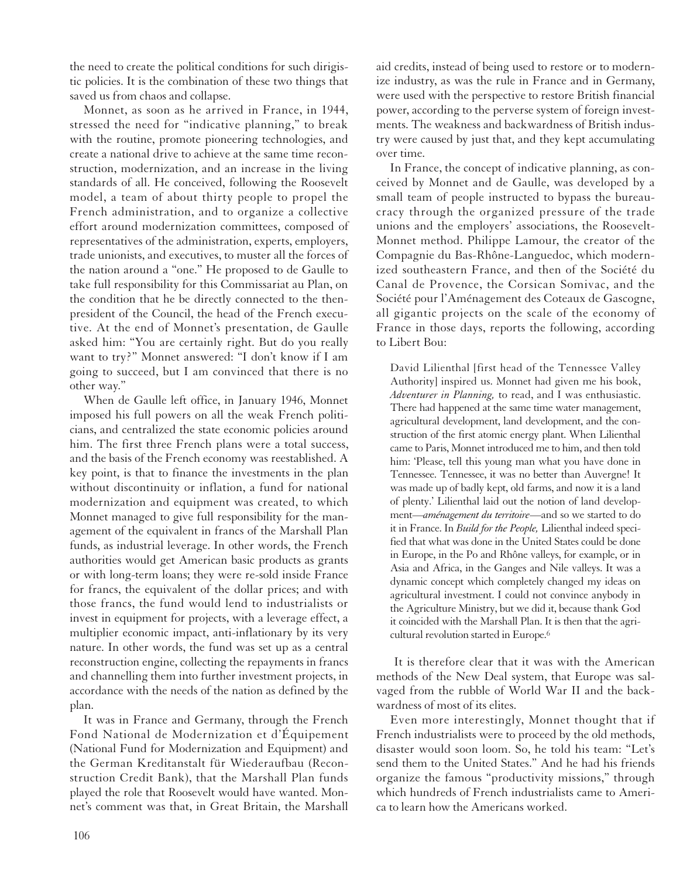the need to create the political conditions for such dirigistic policies. It is the combination of these two things that saved us from chaos and collapse.

Monnet, as soon as he arrived in France, in 1944, stressed the need for "indicative planning," to break with the routine, promote pioneering technologies, and create a national drive to achieve at the same time reconstruction, modernization, and an increase in the living standards of all. He conceived, following the Roosevelt model, a team of about thirty people to propel the French administration, and to organize a collective effort around modernization committees, composed of representatives of the administration, experts, employers, trade unionists, and executives, to muster all the forces of the nation around a "one." He proposed to de Gaulle to take full responsibility for this Commissariat au Plan, on the condition that he be directly connected to the then-president of the Council, the head of the French executive. At the end of Monnet's presentation, de Gaulle asked him: "You are certainly right. But do you really want to try?" Monnet answered: "I don't know if I am going to succeed, but I am convinced that there is no other way."

When de Gaulle left office, in January 1946, Monnet imposed his full powers on all the weak French politicians, and centralized the state economic policies around him. The first three French plans were a total success, and the basis of the French economy was reestablished. A key point, is that to finance the investments in the plan without discontinuity or inflation, a fund for national modernization and equipment was created, to which Monnet managed to give full responsibility for the management of the equivalent in francs of the Marshall Plan funds, as industrial leverage. In other words, the French authorities would get American basic products as grants or with long-term loans; they were re-sold inside France for francs, the equivalent of the dollar prices; and with those francs, the fund would lend to industrialists or invest in equipment for projects, with a leverage effect, a multiplier economic impact, anti-inflationary by its very nature. In other words, the fund was set up as a central reconstruction engine, collecting the repayments in francs and channelling them into further investment projects, in accordance with the needs of the nation as defined by the plan.

It was in France and Germany, through the French Fond National de Modernization et d'Équipement (National Fund for Modernization and Equipment) and the German Kreditanstalt für Wiederaufbau (Reconstruction Credit Bank), that the Marshall Plan funds played the role that Roosevelt would have wanted. Monnet's comment was that, in Great Britain, the Marshall aid credits, instead of being used to restore or to modernize industry, as was the rule in France and in Germany, were used with the perspective to restore British financial power, according to the perverse system of foreign investments. The weakness and backwardness of British industry were caused by just that, and they kept accumulating over time.

In France, the concept of indicative planning, as conceived by Monnet and de Gaulle, was developed by a small team of people instructed to bypass the bureaucracy through the organized pressure of the trade unions and the employers' associations, the Roosevelt-Monnet method. Philippe Lamour, the creator of the Compagnie du Bas-Rhône-Languedoc, which modernized southeastern France, and then of the Société du Canal de Provence, the Corsican Somivac, and the Société pour l'Aménagement des Coteaux de Gascogne, all gigantic projects on the scale of the economy of France in those days, reports the following, according to Libert Bou:

> David Lilienthal [first head of the Tennessee Valley Authority] inspired us. Monnet had given me his book, *Adventurer in Planning,* to read, and I was enthusiastic. There had happened at the same time water management, agricultural development, land development, and the construction of the first atomic energy plant. When Lilienthal came to Paris, Monnet introduced me to him, and then told him: 'Please, tell this young man what you have done in Tennessee. Tennessee, it was no better than Auvergne! It was made up of badly kept, old farms, and now it is a land of plenty.' Lilienthal laid out the notion of land development—*aménagement du territoire*—and so we started to do it in France. In *Build for the People,* Lilienthal indeed specified that what was done in the United States could be done in Europe, in the Po and Rhône valleys, for example, or in Asia and Africa, in the Ganges and Nile valleys. It was a dynamic concept which completely changed my ideas on agricultural investment. I could not convince anybody in the Agriculture Ministry, but we did it, because thank God it coincided with the Marshall Plan. It is then that the agricultural revolution started in Europe.[6]

It is therefore clear that it was with the American methods of the New Deal system, that Europe was salvaged from the rubble of World War II and the backwardness of most of its elites.

Even more interestingly, Monnet thought that if French industrialists were to proceed by the old methods, disaster would soon loom. So, he told his team: "Let's send them to the United States." And he had his friends organize the famous "productivity missions," through which hundreds of French industrialists came to America to learn how the Americans worked.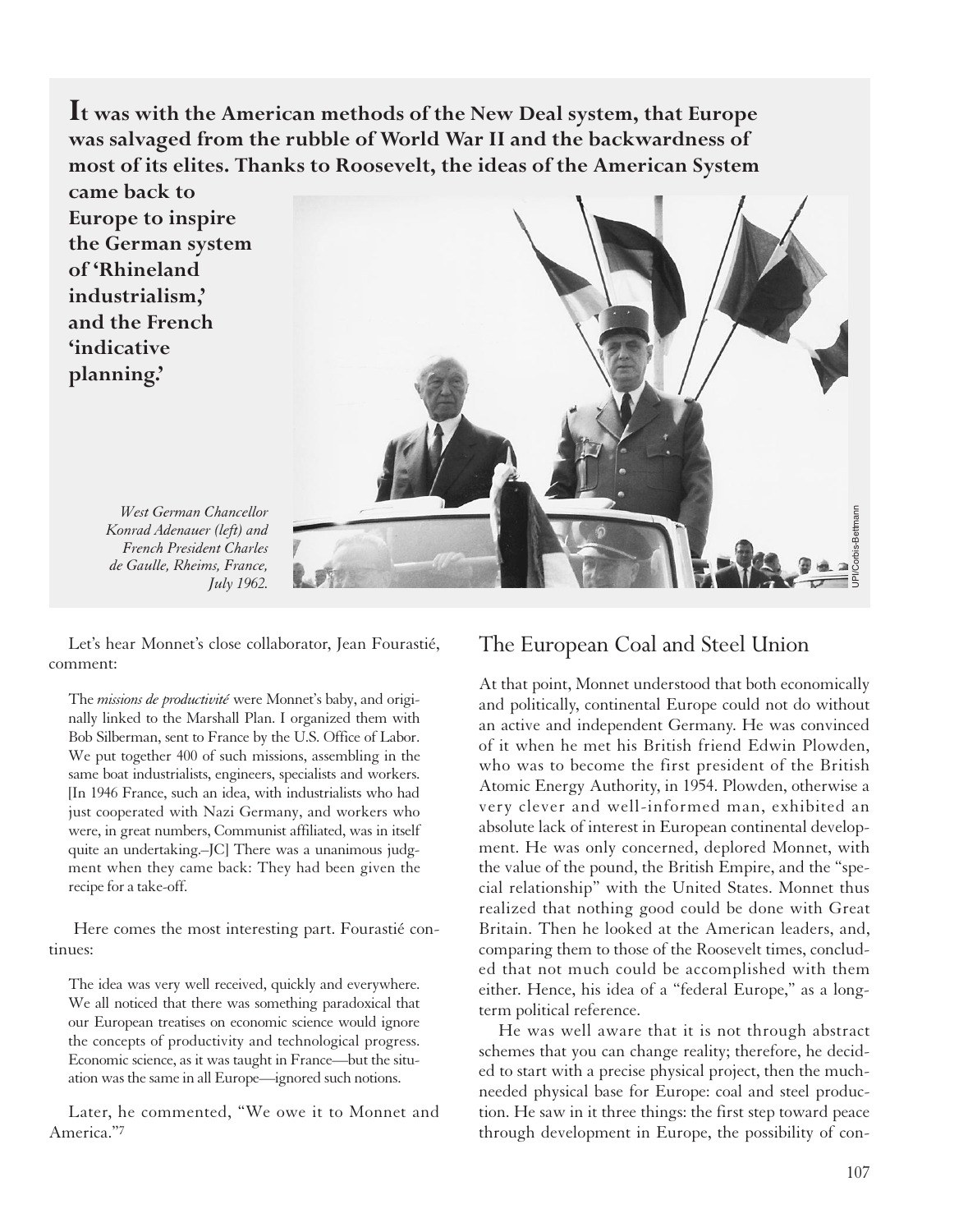**It was with the American methods of the New Deal system, that Europe was salvaged from the rubble of World War II and the backwardness of most of its elites. Thanks to Roosevelt, the ideas of the American System came back to Europe to inspire the German system of 'Rhineland industrialism,' and the French 'indicative planning.'**

*West German Chancellor Konrad Adenauer (left) and French President Charles de Gaulle, Rheims, France, July 1962.*

Let's hear Monnet's close collaborator, Jean Fourastié, comment:

> The *missions de productivité* were Monnet's baby, and originally linked to the Marshall Plan. I organized them with Bob Silberman, sent to France by the U.S. Office of Labor. We put together 400 of such missions, assembling in the same boat industrialists, engineers, specialists and workers. [In 1946 France, such an idea, with industrialists who had just cooperated with Nazi Germany, and workers who were, in great numbers, Communist affiliated, was in itself quite an undertaking.–JC] There was a unanimous judgment when they came back: They had been given the recipe for a take-off.

Here comes the most interesting part. Fourastié continues:

> The idea was very well received, quickly and everywhere. We all noticed that there was something paradoxical that our European treatises on economic science would ignore the concepts of productivity and technological progress. Economic science, as it was taught in France—but the situation was the same in all Europe—ignored such notions.

Later, he commented, "We owe it to Monnet and America."[7]

## The European Coal and Steel Union

At that point, Monnet understood that both economically and politically, continental Europe could not do without an active and independent Germany. He was convinced of it when he met his British friend Edwin Plowden, who was to become the first president of the British Atomic Energy Authority, in 1954. Plowden, otherwise a very clever and well-informed man, exhibited an absolute lack of interest in European continental development. He was only concerned, deplored Monnet, with the value of the pound, the British Empire, and the "special relationship" with the United States. Monnet thus realized that nothing good could be done with Great Britain. Then he looked at the American leaders, and, comparing them to those of the Roosevelt times, concluded that not much could be accomplished with them either. Hence, his idea of a "federal Europe," as a long-term political reference.

He was well aware that it is not through abstract schemes that you can change reality; therefore, he decided to start with a precise physical project, then the much-needed physical base for Europe: coal and steel production. He saw in it three things: the first step toward peace through development in Europe, the possibility of con-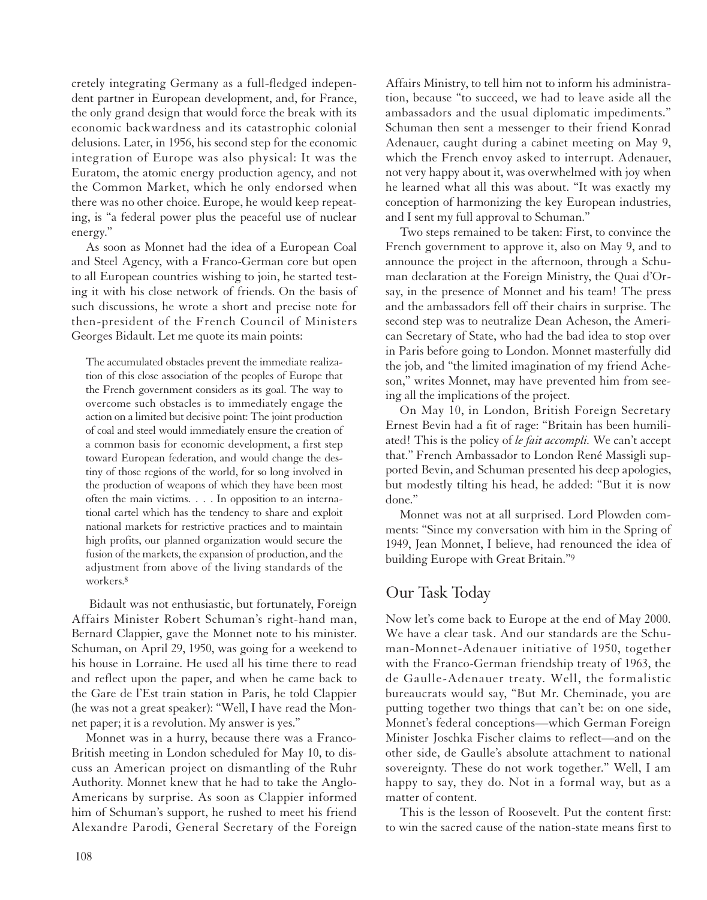cretely integrating Germany as a full-fledged independent partner in European development, and, for France, the only grand design that would force the break with its economic backwardness and its catastrophic colonial delusions. Later, in 1956, his second step for the economic integration of Europe was also physical: It was the Euratom, the atomic energy production agency, and not the Common Market, which he only endorsed when there was no other choice. Europe, he would keep repeating, is "a federal power plus the peaceful use of nuclear energy."

As soon as Monnet had the idea of a European Coal and Steel Agency, with a Franco-German core but open to all European countries wishing to join, he started testing it with his close network of friends. On the basis of such discussions, he wrote a short and precise note for then-president of the French Council of Ministers Georges Bidault. Let me quote its main points:

> The accumulated obstacles prevent the immediate realization of this close association of the peoples of Europe that the French government considers as its goal. The way to overcome such obstacles is to immediately engage the action on a limited but decisive point: The joint production of coal and steel would immediately ensure the creation of a common basis for economic development, a first step toward European federation, and would change the destiny of those regions of the world, for so long involved in the production of weapons of which they have been most often the main victims. . . . In opposition to an international cartel which has the tendency to share and exploit national markets for restrictive practices and to maintain high profits, our planned organization would secure the fusion of the markets, the expansion of production, and the adjustment from above of the living standards of the workers.[8]

Bidault was not enthusiastic, but fortunately, Foreign Affairs Minister Robert Schuman's right-hand man, Bernard Clappier, gave the Monnet note to his minister. Schuman, on April 29, 1950, was going for a weekend to his house in Lorraine. He used all his time there to read and reflect upon the paper, and when he came back to the Gare de l'Est train station in Paris, he told Clappier (he was not a great speaker): "Well, I have read the Monnet paper; it is a revolution. My answer is yes."

Monnet was in a hurry, because there was a Franco-British meeting in London scheduled for May 10, to discuss an American project on dismantling of the Ruhr Authority. Monnet knew that he had to take the Anglo-Americans by surprise. As soon as Clappier informed him of Schuman's support, he rushed to meet his friend Alexandre Parodi, General Secretary of the Foreign Affairs Ministry, to tell him not to inform his administration, because "to succeed, we had to leave aside all the ambassadors and the usual diplomatic impediments." Schuman then sent a messenger to their friend Konrad Adenauer, caught during a cabinet meeting on May 9, which the French envoy asked to interrupt. Adenauer, not very happy about it, was overwhelmed with joy when he learned what all this was about. "It was exactly my conception of harmonizing the key European industries, and I sent my full approval to Schuman."

Two steps remained to be taken: First, to convince the French government to approve it, also on May 9, and to announce the project in the afternoon, through a Schuman declaration at the Foreign Ministry, the Quai d'Orsay, in the presence of Monnet and his team! The press and the ambassadors fell off their chairs in surprise. The second step was to neutralize Dean Acheson, the American Secretary of State, who had the bad idea to stop over in Paris before going to London. Monnet masterfully did the job, and "the limited imagination of my friend Acheson," writes Monnet, may have prevented him from seeing all the implications of the project.

On May 10, in London, British Foreign Secretary Ernest Bevin had a fit of rage: "Britain has been humiliated! This is the policy of *le fait accompli*. We can't accept that." French Ambassador to London René Massigli supported Bevin, and Schuman presented his deep apologies, but modestly tilting his head, he added: "But it is now done."

Monnet was not at all surprised. Lord Plowden comments: "Since my conversation with him in the Spring of 1949, Jean Monnet, I believe, had renounced the idea of building Europe with Great Britain."[9]

## Our Task Today

Now let's come back to Europe at the end of May 2000. We have a clear task. And our standards are the Schuman-Monnet-Adenauer initiative of 1950, together with the Franco-German friendship treaty of 1963, the de Gaulle-Adenauer treaty. Well, the formalistic bureaucrats would say, "But Mr. Cheminade, you are putting together two things that can't be: on one side, Monnet's federal conceptions—which German Foreign Minister Joschka Fischer claims to reflect—and on the other side, de Gaulle's absolute attachment to national sovereignty. These do not work together." Well, I am happy to say, they do. Not in a formal way, but as a matter of content.

This is the lesson of Roosevelt. Put the content first: to win the sacred cause of the nation-state means first to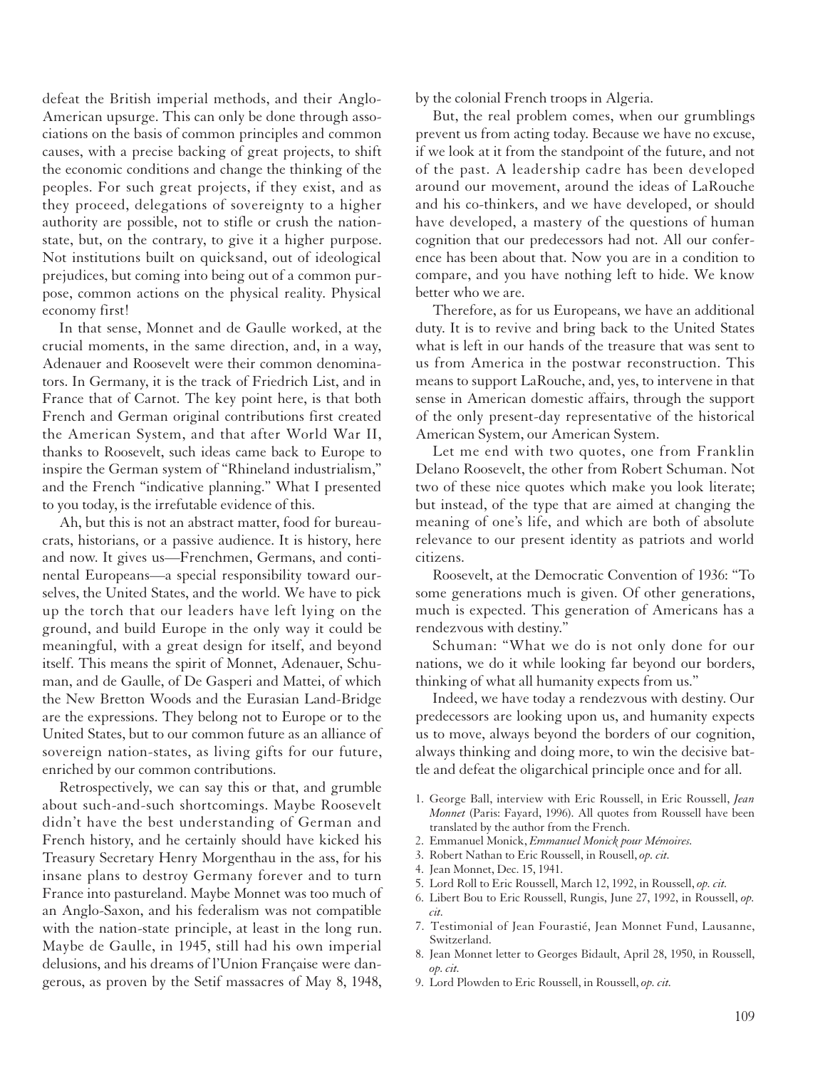defeat the British imperial methods, and their Anglo-American upsurge. This can only be done through associations on the basis of common principles and common causes, with a precise backing of great projects, to shift the economic conditions and change the thinking of the peoples. For such great projects, if they exist, and as they proceed, delegations of sovereignty to a higher authority are possible, not to stifle or crush the nation-state, but, on the contrary, to give it a higher purpose. Not institutions built on quicksand, out of ideological prejudices, but coming into being out of a common purpose, common actions on the physical reality. Physical economy first!

In that sense, Monnet and de Gaulle worked, at the crucial moments, in the same direction, and, in a way, Adenauer and Roosevelt were their common denominators. In Germany, it is the track of Friedrich List, and in France that of Carnot. The key point here, is that both French and German original contributions first created the American System, and that after World War II, thanks to Roosevelt, such ideas came back to Europe to inspire the German system of "Rhineland industrialism," and the French "indicative planning." What I presented to you today, is the irrefutable evidence of this.

Ah, but this is not an abstract matter, food for bureaucrats, historians, or a passive audience. It is history, here and now. It gives us—Frenchmen, Germans, and continental Europeans—a special responsibility toward ourselves, the United States, and the world. We have to pick up the torch that our leaders have left lying on the ground, and build Europe in the only way it could be meaningful, with a great design for itself, and beyond itself. This means the spirit of Monnet, Adenauer, Schuman, and de Gaulle, of De Gasperi and Mattei, of which the New Bretton Woods and the Eurasian Land-Bridge are the expressions. They belong not to Europe or to the United States, but to our common future as an alliance of sovereign nation-states, as living gifts for our future, enriched by our common contributions.

Retrospectively, we can say this or that, and grumble about such-and-such shortcomings. Maybe Roosevelt didn't have the best understanding of German and French history, and he certainly should have kicked his Treasury Secretary Henry Morgenthau in the ass, for his insane plans to destroy Germany forever and to turn France into pastureland. Maybe Monnet was too much of an Anglo-Saxon, and his federalism was not compatible with the nation-state principle, at least in the long run. Maybe de Gaulle, in 1945, still had his own imperial delusions, and his dreams of l'Union Française were dangerous, as proven by the Setif massacres of May 8, 1948, by the colonial French troops in Algeria.

But, the real problem comes, when our grumblings prevent us from acting today. Because we have no excuse, if we look at it from the standpoint of the future, and not of the past. A leadership cadre has been developed around our movement, around the ideas of LaRouche and his co-thinkers, and we have developed, or should have developed, a mastery of the questions of human cognition that our predecessors had not. All our conference has been about that. Now you are in a condition to compare, and you have nothing left to hide. We know better who we are.

Therefore, as for us Europeans, we have an additional duty. It is to revive and bring back to the United States what is left in our hands of the treasure that was sent to us from America in the postwar reconstruction. This means to support LaRouche, and, yes, to intervene in that sense in American domestic affairs, through the support of the only present-day representative of the historical American System, our American System.

Let me end with two quotes, one from Franklin Delano Roosevelt, the other from Robert Schuman. Not two of these nice quotes which make you look literate; but instead, of the type that are aimed at changing the meaning of one's life, and which are both of absolute relevance to our present identity as patriots and world citizens.

Roosevelt, at the Democratic Convention of 1936: "To some generations much is given. Of other generations, much is expected. This generation of Americans has a rendezvous with destiny."

Schuman: "What we do is not only done for our nations, we do it while looking far beyond our borders, thinking of what all humanity expects from us."

Indeed, we have today a rendezvous with destiny. Our predecessors are looking upon us, and humanity expects us to move, always beyond the borders of our cognition, always thinking and doing more, to win the decisive battle and defeat the oligarchical principle once and for all.

1. George Ball, interview with Eric Roussell, in Eric Roussell, *Jean Monnet* (Paris: Fayard, 1996). All quotes from Roussell have been translated by the author from the French.
2. Emmanuel Monick, *Emmanuel Monick pour Mémoires.*
3. Robert Nathan to Eric Roussell, in Rousell, *op. cit.*
4. Jean Monnet, Dec. 15, 1941.
5. Lord Roll to Eric Roussell, March 12, 1992, in Roussell, *op. cit.*
6. Libert Bou to Eric Roussell, Rungis, June 27, 1992, in Roussell, *op. cit.*
7. Testimonial of Jean Fourastié, Jean Monnet Fund, Lausanne, Switzerland.
8. Jean Monnet letter to Georges Bidault, April 28, 1950, in Roussell, *op. cit.*
9. Lord Plowden to Eric Roussell, in Roussell, *op. cit.*